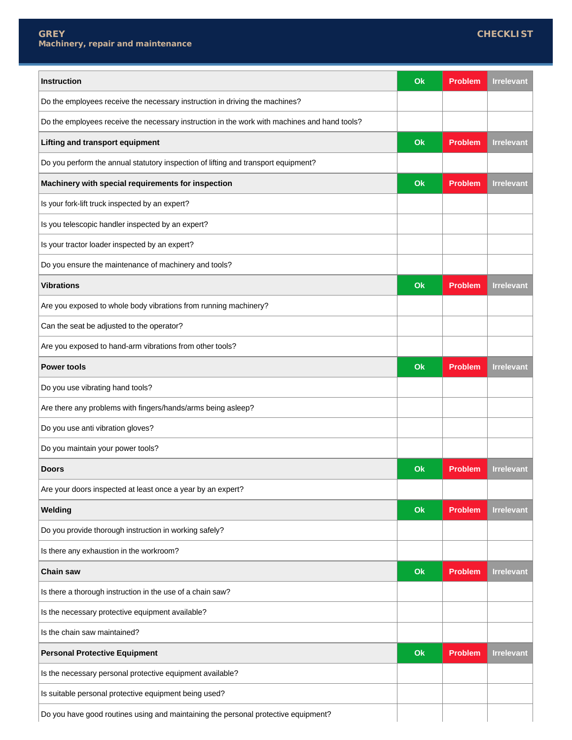**GREY**
**Machinery, repair and maintenance**

**CHECKLIST**

| Instruction | Ok | Problem | Irrelevant |
|---|---|---|---|
| Do the employees receive the necessary instruction in driving the machines? | | | |
| Do the employees receive the necessary instruction in the work with machines and hand tools? | | | |
| **Lifting and transport equipment** | **Ok** | **Problem** | **Irrelevant** |
| Do you perform the annual statutory inspection of lifting and transport equipment? | | | |
| **Machinery with special requirements for inspection** | **Ok** | **Problem** | **Irrelevant** |
| Is your fork-lift truck inspected by an expert? | | | |
| Is you telescopic handler inspected by an expert? | | | |
| Is your tractor loader inspected by an expert? | | | |
| Do you ensure the maintenance of machinery and tools? | | | |
| **Vibrations** | **Ok** | **Problem** | **Irrelevant** |
| Are you exposed to whole body vibrations from running machinery? | | | |
| Can the seat be adjusted to the operator? | | | |
| Are you exposed to hand-arm vibrations from other tools? | | | |
| **Power tools** | **Ok** | **Problem** | **Irrelevant** |
| Do you use vibrating hand tools? | | | |
| Are there any problems with fingers/hands/arms being asleep? | | | |
| Do you use anti vibration gloves? | | | |
| Do you maintain your power tools? | | | |
| **Doors** | **Ok** | **Problem** | **Irrelevant** |
| Are your doors inspected at least once a year by an expert? | | | |
| **Welding** | **Ok** | **Problem** | **Irrelevant** |
| Do you provide thorough instruction in working safely? | | | |
| Is there any exhaustion in the workroom? | | | |
| **Chain saw** | **Ok** | **Problem** | **Irrelevant** |
| Is there a thorough instruction in the use of a chain saw? | | | |
| Is the necessary protective equipment available? | | | |
| Is the chain saw maintained? | | | |
| **Personal Protective Equipment** | **Ok** | **Problem** | **Irrelevant** |
| Is the necessary personal protective equipment available? | | | |
| Is suitable personal protective equipment being used? | | | |
| Do you have good routines using and maintaining the personal protective equipment? | | | |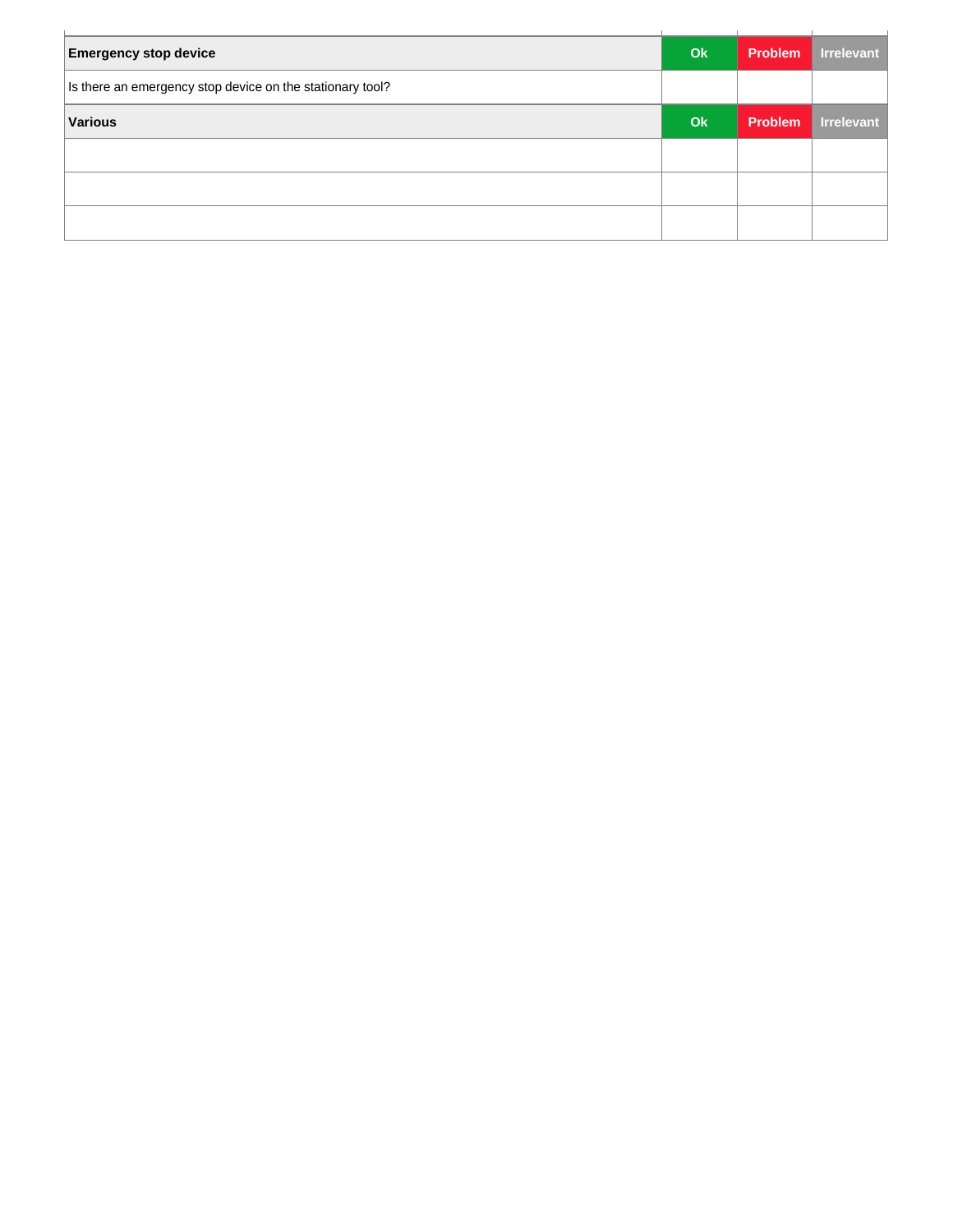| | | | |
|---|---|---|---|
| **Emergency stop device** | **Ok** | **Problem** | **Irrelevant** |
| Is there an emergency stop device on the stationary tool? | | | |
| **Various** | **Ok** | **Problem** | **Irrelevant** |
| | | | |
| | | | |
| | | | |